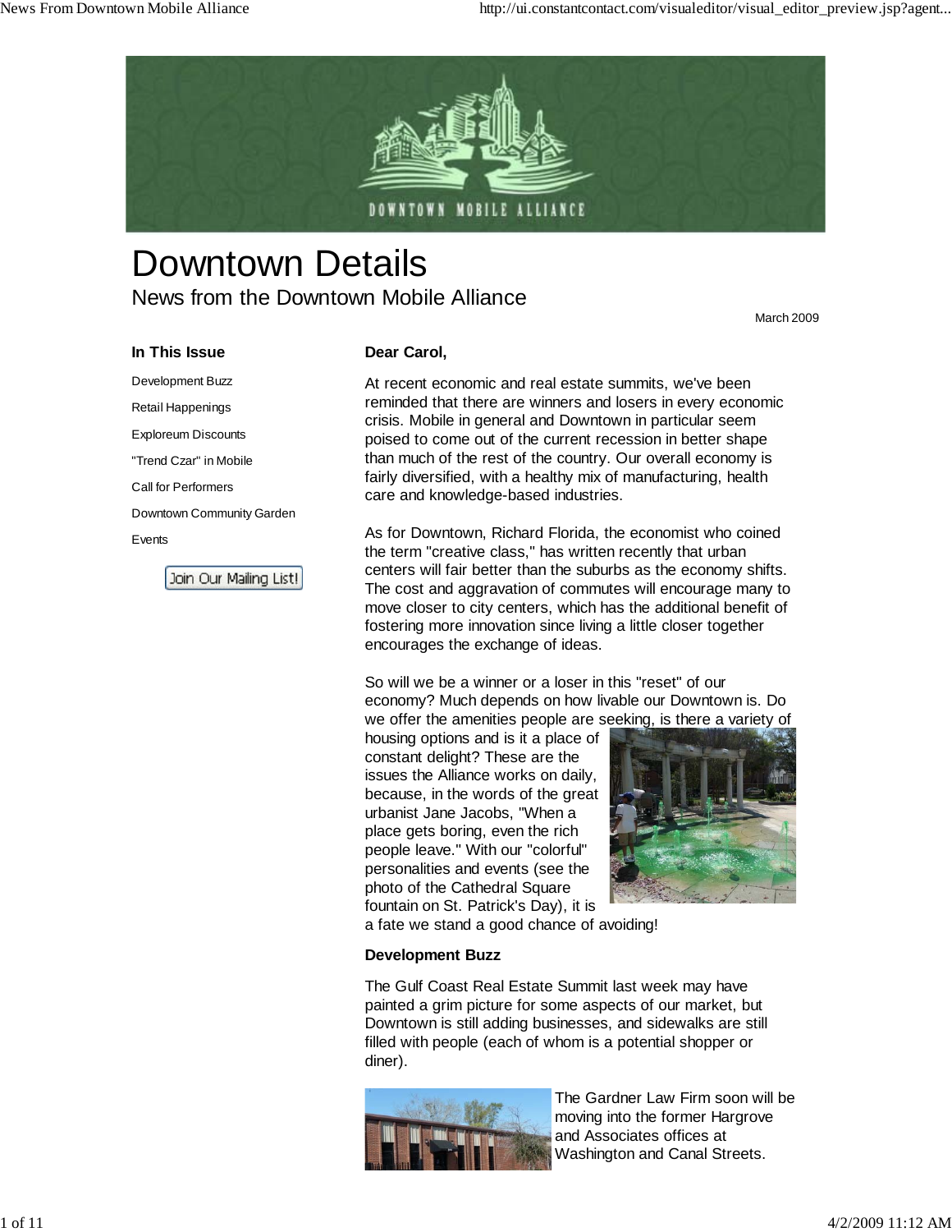# Downtown Details

## News from the Downtown Mobile Alliance

March 2009

### In This Issue

- Development Buzz
- Retail Happenings
- Exploreum Discounts
- "Trend Czar" in Mobile
- Call for Performers
- Downtown Community Garden
- Events

Join Our Mailing List!

**Dear Carol,**

At recent economic and real estate summits, we've been reminded that there are winners and losers in every economic crisis. Mobile in general and Downtown in particular seem poised to come out of the current recession in better shape than much of the rest of the country. Our overall economy is fairly diversified, with a healthy mix of manufacturing, health care and knowledge-based industries.

As for Downtown, Richard Florida, the economist who coined the term "creative class," has written recently that urban centers will fair better than the suburbs as the economy shifts. The cost and aggravation of commutes will encourage many to move closer to city centers, which has the additional benefit of fostering more innovation since living a little closer together encourages the exchange of ideas.

So will we be a winner or a loser in this "reset" of our economy? Much depends on how livable our Downtown is. Do we offer the amenities people are seeking, is there a variety of housing options and is it a place of constant delight? These are the issues the Alliance works on daily, because, in the words of the great urbanist Jane Jacobs, "When a place gets boring, even the rich people leave." With our "colorful" personalities and events (see the photo of the Cathedral Square fountain on St. Patrick's Day), it is a fate we stand a good chance of avoiding!

### Development Buzz

The Gulf Coast Real Estate Summit last week may have painted a grim picture for some aspects of our market, but Downtown is still adding businesses, and sidewalks are still filled with people (each of whom is a potential shopper or diner).

The Gardner Law Firm soon will be moving into the former Hargrove and Associates offices at Washington and Canal Streets.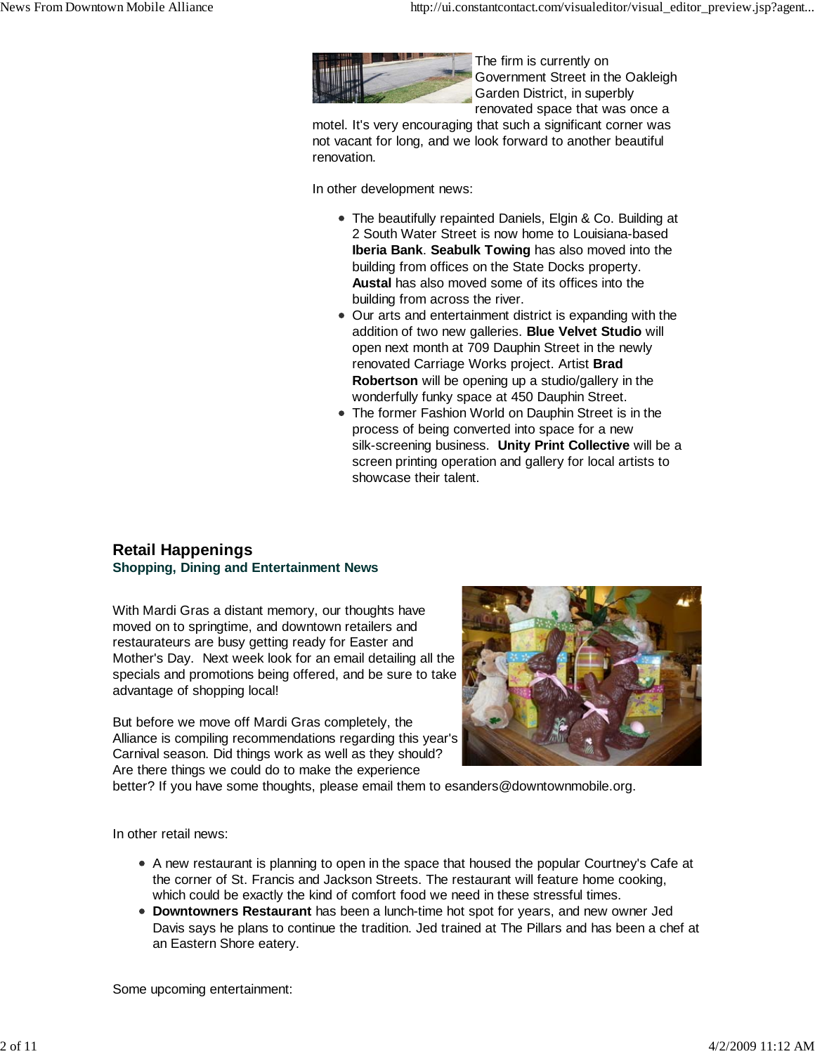The firm is currently on Government Street in the Oakleigh Garden District, in superbly renovated space that was once a motel. It's very encouraging that such a significant corner was not vacant for long, and we look forward to another beautiful renovation.

In other development news:

- The beautifully repainted Daniels, Elgin & Co. Building at 2 South Water Street is now home to Louisiana-based **Iberia Bank**. **Seabulk Towing** has also moved into the building from offices on the State Docks property. **Austal** has also moved some of its offices into the building from across the river.
- Our arts and entertainment district is expanding with the addition of two new galleries. **Blue Velvet Studio** will open next month at 709 Dauphin Street in the newly renovated Carriage Works project. Artist **Brad Robertson** will be opening up a studio/gallery in the wonderfully funky space at 450 Dauphin Street.
- The former Fashion World on Dauphin Street is in the process of being converted into space for a new silk-screening business. **Unity Print Collective** will be a screen printing operation and gallery for local artists to showcase their talent.

## Retail Happenings

### Shopping, Dining and Entertainment News

With Mardi Gras a distant memory, our thoughts have moved on to springtime, and downtown retailers and restaurateurs are busy getting ready for Easter and Mother's Day. Next week look for an email detailing all the specials and promotions being offered, and be sure to take advantage of shopping local!

But before we move off Mardi Gras completely, the Alliance is compiling recommendations regarding this year's Carnival season. Did things work as well as they should? Are there things we could do to make the experience better? If you have some thoughts, please email them to esanders@downtownmobile.org.

In other retail news:

- A new restaurant is planning to open in the space that housed the popular Courtney's Cafe at the corner of St. Francis and Jackson Streets. The restaurant will feature home cooking, which could be exactly the kind of comfort food we need in these stressful times.
- **Downtowners Restaurant** has been a lunch-time hot spot for years, and new owner Jed Davis says he plans to continue the tradition. Jed trained at The Pillars and has been a chef at an Eastern Shore eatery.

Some upcoming entertainment: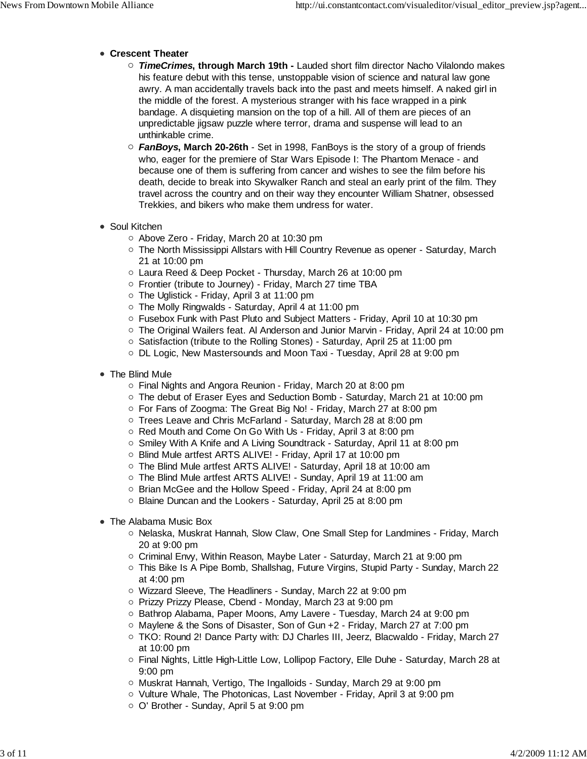- **Crescent Theater**
  - ***TimeCrimes*, through March 19th -** Lauded short film director Nacho Vilalondo makes his feature debut with this tense, unstoppable vision of science and natural law gone awry. A man accidentally travels back into the past and meets himself. A naked girl in the middle of the forest. A mysterious stranger with his face wrapped in a pink bandage. A disquieting mansion on the top of a hill. All of them are pieces of an unpredictable jigsaw puzzle where terror, drama and suspense will lead to an unthinkable crime.
  - ***FanBoys*, March 20-26th** - Set in 1998, FanBoys is the story of a group of friends who, eager for the premiere of Star Wars Episode I: The Phantom Menace - and because one of them is suffering from cancer and wishes to see the film before his death, decide to break into Skywalker Ranch and steal an early print of the film. They travel across the country and on their way they encounter William Shatner, obsessed Trekkies, and bikers who make them undress for water.

- Soul Kitchen
  - Above Zero - Friday, March 20 at 10:30 pm
  - The North Mississippi Allstars with Hill Country Revenue as opener - Saturday, March 21 at 10:00 pm
  - Laura Reed & Deep Pocket - Thursday, March 26 at 10:00 pm
  - Frontier (tribute to Journey) - Friday, March 27 time TBA
  - The Uglistick - Friday, April 3 at 11:00 pm
  - The Molly Ringwalds - Saturday, April 4 at 11:00 pm
  - Fusebox Funk with Past Pluto and Subject Matters - Friday, April 10 at 10:30 pm
  - The Original Wailers feat. Al Anderson and Junior Marvin - Friday, April 24 at 10:00 pm
  - Satisfaction (tribute to the Rolling Stones) - Saturday, April 25 at 11:00 pm
  - DL Logic, New Mastersounds and Moon Taxi - Tuesday, April 28 at 9:00 pm

- The Blind Mule
  - Final Nights and Angora Reunion - Friday, March 20 at 8:00 pm
  - The debut of Eraser Eyes and Seduction Bomb - Saturday, March 21 at 10:00 pm
  - For Fans of Zoogma: The Great Big No! - Friday, March 27 at 8:00 pm
  - Trees Leave and Chris McFarland - Saturday, March 28 at 8:00 pm
  - Red Mouth and Come On Go With Us - Friday, April 3 at 8:00 pm
  - Smiley With A Knife and A Living Soundtrack - Saturday, April 11 at 8:00 pm
  - Blind Mule artfest ARTS ALIVE! - Friday, April 17 at 10:00 pm
  - The Blind Mule artfest ARTS ALIVE! - Saturday, April 18 at 10:00 am
  - The Blind Mule artfest ARTS ALIVE! - Sunday, April 19 at 11:00 am
  - Brian McGee and the Hollow Speed - Friday, April 24 at 8:00 pm
  - Blaine Duncan and the Lookers - Saturday, April 25 at 8:00 pm

- The Alabama Music Box
  - Nelaska, Muskrat Hannah, Slow Claw, One Small Step for Landmines - Friday, March 20 at 9:00 pm
  - Criminal Envy, Within Reason, Maybe Later - Saturday, March 21 at 9:00 pm
  - This Bike Is A Pipe Bomb, Shallshag, Future Virgins, Stupid Party - Sunday, March 22 at 4:00 pm
  - Wizzard Sleeve, The Headliners - Sunday, March 22 at 9:00 pm
  - Prizzy Prizzy Please, Cbend - Monday, March 23 at 9:00 pm
  - Bathrop Alabama, Paper Moons, Amy Lavere - Tuesday, March 24 at 9:00 pm
  - Maylene & the Sons of Disaster, Son of Gun +2 - Friday, March 27 at 7:00 pm
  - TKO: Round 2! Dance Party with: DJ Charles III, Jeerz, Blacwaldo - Friday, March 27 at 10:00 pm
  - Final Nights, Little High-Little Low, Lollipop Factory, Elle Duhe - Saturday, March 28 at 9:00 pm
  - Muskrat Hannah, Vertigo, The Ingalloids - Sunday, March 29 at 9:00 pm
  - Vulture Whale, The Photonicas, Last November - Friday, April 3 at 9:00 pm
  - O' Brother - Sunday, April 5 at 9:00 pm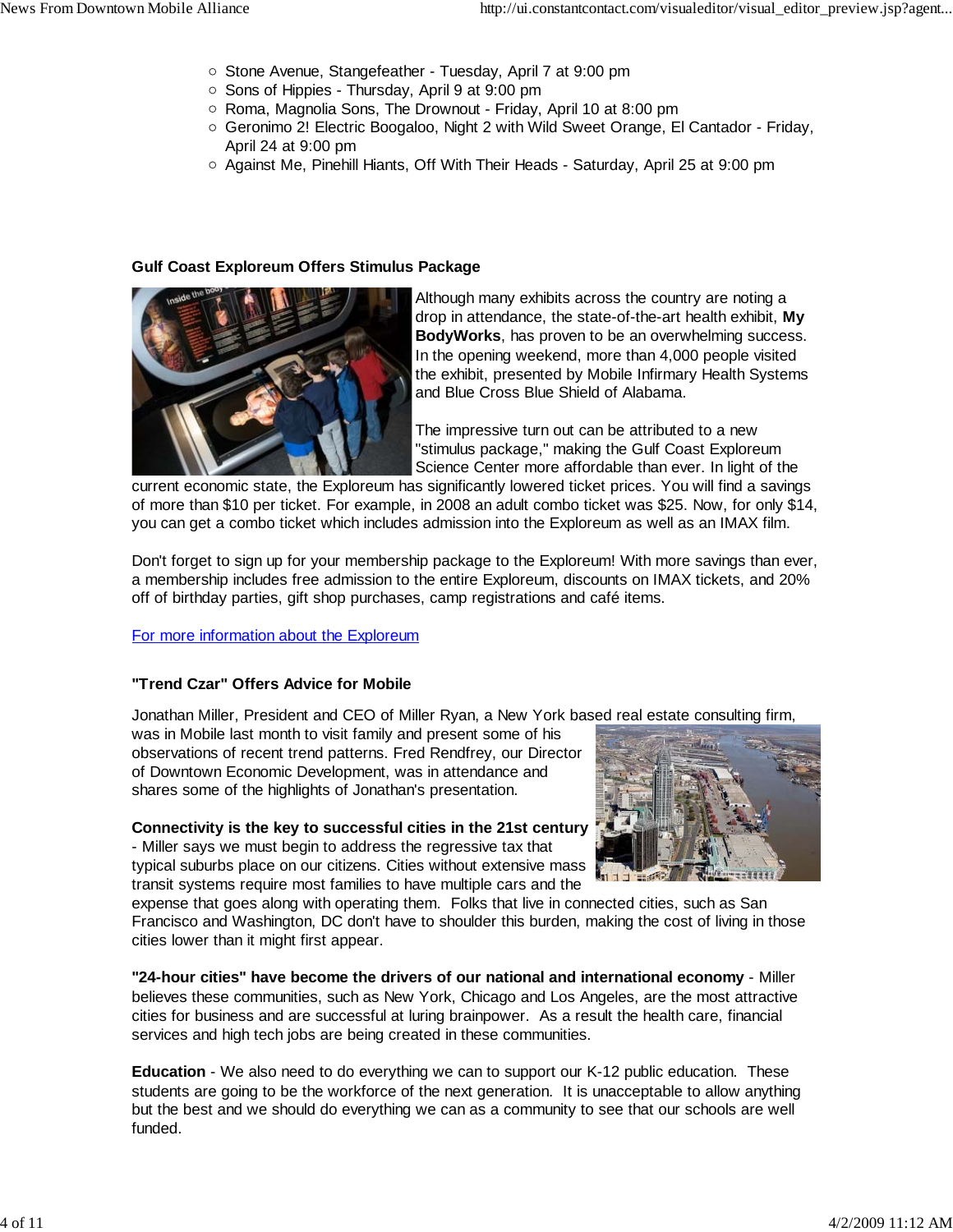- Stone Avenue, Stangefeather - Tuesday, April 7 at 9:00 pm
- Sons of Hippies - Thursday, April 9 at 9:00 pm
- Roma, Magnolia Sons, The Drownout - Friday, April 10 at 8:00 pm
- Geronimo 2! Electric Boogaloo, Night 2 with Wild Sweet Orange, El Cantador - Friday, April 24 at 9:00 pm
- Against Me, Pinehill Hiants, Off With Their Heads - Saturday, April 25 at 9:00 pm

**Gulf Coast Exploreum Offers Stimulus Package**

Although many exhibits across the country are noting a drop in attendance, the state-of-the-art health exhibit, **My BodyWorks**, has proven to be an overwhelming success. In the opening weekend, more than 4,000 people visited the exhibit, presented by Mobile Infirmary Health Systems and Blue Cross Blue Shield of Alabama.

The impressive turn out can be attributed to a new "stimulus package," making the Gulf Coast Exploreum Science Center more affordable than ever. In light of the current economic state, the Exploreum has significantly lowered ticket prices. You will find a savings of more than $10 per ticket. For example, in 2008 an adult combo ticket was $25. Now, for only $14, you can get a combo ticket which includes admission into the Exploreum as well as an IMAX film.

Don't forget to sign up for your membership package to the Exploreum! With more savings than ever, a membership includes free admission to the entire Exploreum, discounts on IMAX tickets, and 20% off of birthday parties, gift shop purchases, camp registrations and café items.

For more information about the Exploreum

**"Trend Czar" Offers Advice for Mobile**

Jonathan Miller, President and CEO of Miller Ryan, a New York based real estate consulting firm, was in Mobile last month to visit family and present some of his observations of recent trend patterns. Fred Rendfrey, our Director of Downtown Economic Development, was in attendance and shares some of the highlights of Jonathan's presentation.

**Connectivity is the key to successful cities in the 21st century** - Miller says we must begin to address the regressive tax that typical suburbs place on our citizens. Cities without extensive mass transit systems require most families to have multiple cars and the expense that goes along with operating them. Folks that live in connected cities, such as San Francisco and Washington, DC don't have to shoulder this burden, making the cost of living in those cities lower than it might first appear.

**"24-hour cities" have become the drivers of our national and international economy** - Miller believes these communities, such as New York, Chicago and Los Angeles, are the most attractive cities for business and are successful at luring brainpower. As a result the health care, financial services and high tech jobs are being created in these communities.

**Education** - We also need to do everything we can to support our K-12 public education. These students are going to be the workforce of the next generation. It is unacceptable to allow anything but the best and we should do everything we can as a community to see that our schools are well funded.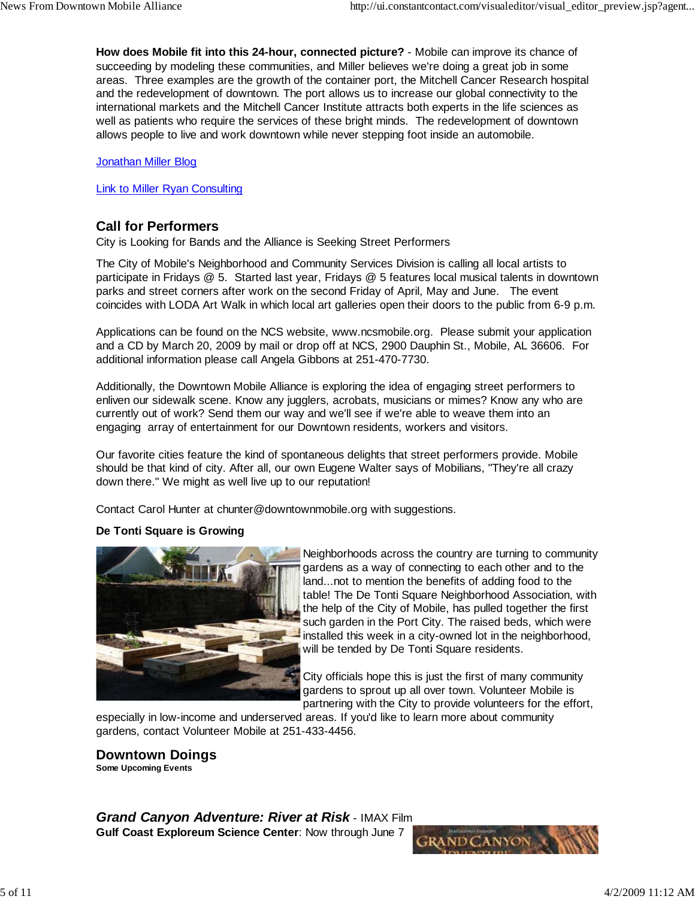**How does Mobile fit into this 24-hour, connected picture?** - Mobile can improve its chance of succeeding by modeling these communities, and Miller believes we're doing a great job in some areas. Three examples are the growth of the container port, the Mitchell Cancer Research hospital and the redevelopment of downtown. The port allows us to increase our global connectivity to the international markets and the Mitchell Cancer Institute attracts both experts in the life sciences as well as patients who require the services of these bright minds. The redevelopment of downtown allows people to live and work downtown while never stepping foot inside an automobile.

Jonathan Miller Blog

Link to Miller Ryan Consulting

## Call for Performers

City is Looking for Bands and the Alliance is Seeking Street Performers

The City of Mobile's Neighborhood and Community Services Division is calling all local artists to participate in Fridays @ 5. Started last year, Fridays @ 5 features local musical talents in downtown parks and street corners after work on the second Friday of April, May and June. The event coincides with LODA Art Walk in which local art galleries open their doors to the public from 6-9 p.m.

Applications can be found on the NCS website, www.ncsmobile.org. Please submit your application and a CD by March 20, 2009 by mail or drop off at NCS, 2900 Dauphin St., Mobile, AL 36606. For additional information please call Angela Gibbons at 251-470-7730.

Additionally, the Downtown Mobile Alliance is exploring the idea of engaging street performers to enliven our sidewalk scene. Know any jugglers, acrobats, musicians or mimes? Know any who are currently out of work? Send them our way and we'll see if we're able to weave them into an engaging array of entertainment for our Downtown residents, workers and visitors.

Our favorite cities feature the kind of spontaneous delights that street performers provide. Mobile should be that kind of city. After all, our own Eugene Walter says of Mobilians, "They're all crazy down there." We might as well live up to our reputation!

Contact Carol Hunter at chunter@downtownmobile.org with suggestions.

**De Tonti Square is Growing**

Neighborhoods across the country are turning to community gardens as a way of connecting to each other and to the land...not to mention the benefits of adding food to the table! The De Tonti Square Neighborhood Association, with the help of the City of Mobile, has pulled together the first such garden in the Port City. The raised beds, which were installed this week in a city-owned lot in the neighborhood, will be tended by De Tonti Square residents.

City officials hope this is just the first of many community gardens to sprout up all over town. Volunteer Mobile is partnering with the City to provide volunteers for the effort, especially in low-income and underserved areas. If you'd like to learn more about community gardens, contact Volunteer Mobile at 251-433-4456.

## Downtown Doings

**Some Upcoming Events**

***Grand Canyon Adventure: River at Risk*** - IMAX Film
**Gulf Coast Exploreum Science Center**: Now through June 7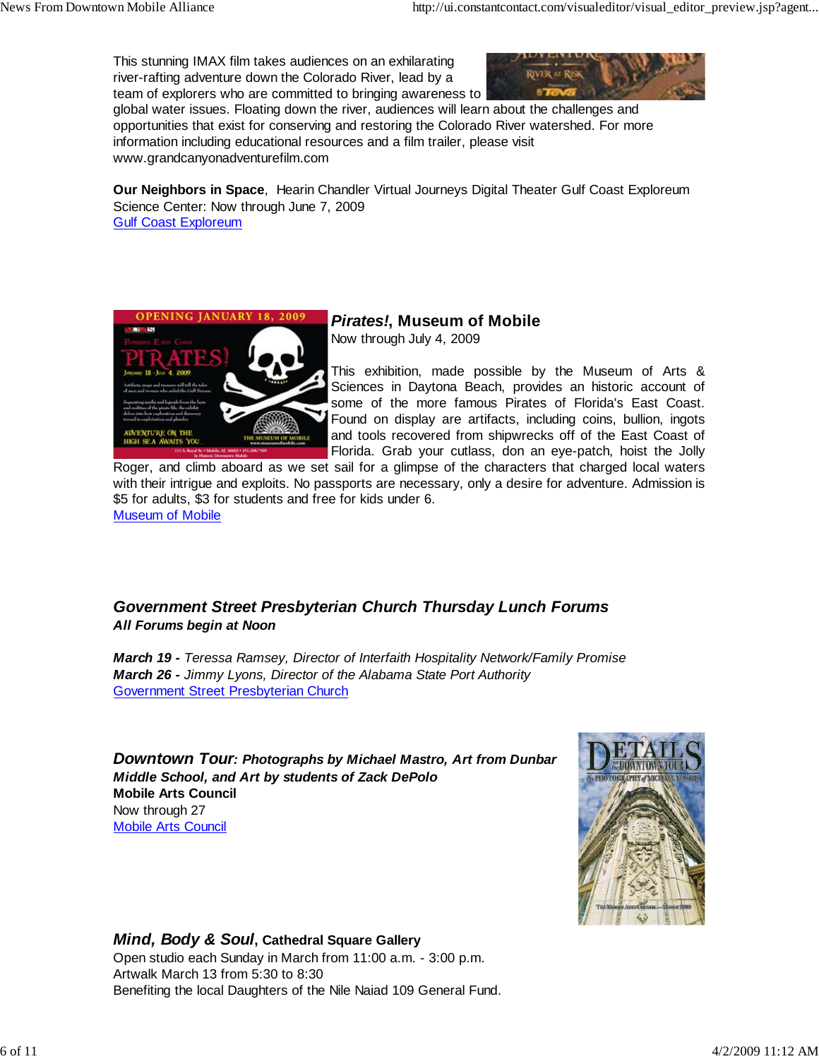This stunning IMAX film takes audiences on an exhilarating river-rafting adventure down the Colorado River, lead by a team of explorers who are committed to bringing awareness to global water issues. Floating down the river, audiences will learn about the challenges and opportunities that exist for conserving and restoring the Colorado River watershed. For more information including educational resources and a film trailer, please visit www.grandcanyonadventurefilm.com

**Our Neighbors in Space**, Hearin Chandler Virtual Journeys Digital Theater Gulf Coast Exploreum Science Center: Now through June 7, 2009
[Gulf Coast Exploreum]

## *Pirates!*, Museum of Mobile

Now through July 4, 2009

This exhibition, made possible by the Museum of Arts & Sciences in Daytona Beach, provides an historic account of some of the more famous Pirates of Florida's East Coast. Found on display are artifacts, including coins, bullion, ingots and tools recovered from shipwrecks off of the East Coast of Florida. Grab your cutlass, don an eye-patch, hoist the Jolly Roger, and climb aboard as we set sail for a glimpse of the characters that charged local waters with their intrigue and exploits. No passports are necessary, only a desire for adventure. Admission is $5 for adults, $3 for students and free for kids under 6.
[Museum of Mobile]

## *Government Street Presbyterian Church Thursday Lunch Forums*

***All Forums begin at Noon***

***March 19 -*** *Teressa Ramsey, Director of Interfaith Hospitality Network/Family Promise*
***March 26 -*** *Jimmy Lyons, Director of the Alabama State Port Authority*
[Government Street Presbyterian Church]

## *Downtown Tour: Photographs by Michael Mastro, Art from Dunbar Middle School, and Art by students of Zack DePolo*

**Mobile Arts Council**
Now through 27
[Mobile Arts Council]

## *Mind, Body & Soul*, Cathedral Square Gallery

Open studio each Sunday in March from 11:00 a.m. - 3:00 p.m.
Artwalk March 13 from 5:30 to 8:30
Benefiting the local Daughters of the Nile Naiad 109 General Fund.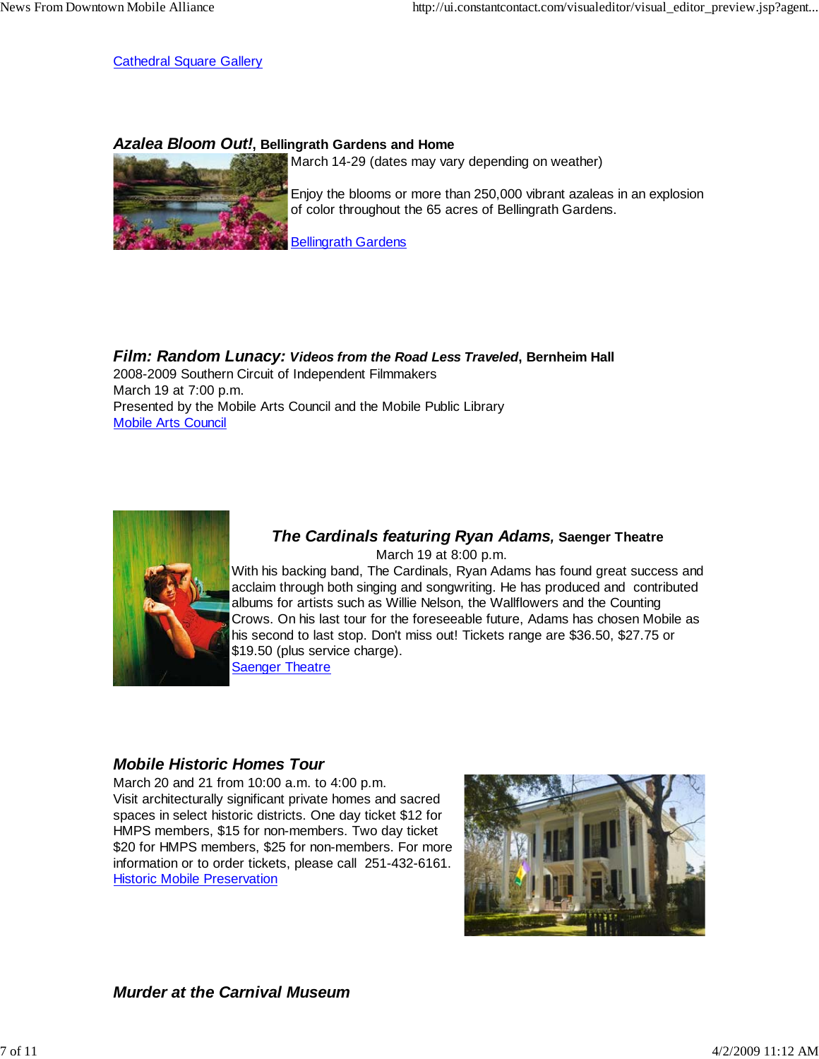[Cathedral Square Gallery](#)

### *Azalea Bloom Out!*, Bellingrath Gardens and Home

March 14-29 (dates may vary depending on weather)

Enjoy the blooms or more than 250,000 vibrant azaleas in an explosion of color throughout the 65 acres of Bellingrath Gardens.

[Bellingrath Gardens](#)

### *Film: Random Lunacy: Videos from the Road Less Traveled*, Bernheim Hall

2008-2009 Southern Circuit of Independent Filmmakers
March 19 at 7:00 p.m.
Presented by the Mobile Arts Council and the Mobile Public Library
[Mobile Arts Council](#)

### *The Cardinals featuring Ryan Adams*, Saenger Theatre

March 19 at 8:00 p.m.

With his backing band, The Cardinals, Ryan Adams has found great success and acclaim through both singing and songwriting. He has produced and contributed albums for artists such as Willie Nelson, the Wallflowers and the Counting Crows. On his last tour for the foreseeable future, Adams has chosen Mobile as his second to last stop. Don't miss out! Tickets range are $36.50, $27.75 or $19.50 (plus service charge).
[Saenger Theatre](#)

### *Mobile Historic Homes Tour*

March 20 and 21 from 10:00 a.m. to 4:00 p.m.
Visit architecturally significant private homes and sacred spaces in select historic districts. One day ticket $12 for HMPS members, $15 for non-members. Two day ticket $20 for HMPS members, $25 for non-members. For more information or to order tickets, please call 251-432-6161.
[Historic Mobile Preservation](#)

### *Murder at the Carnival Museum*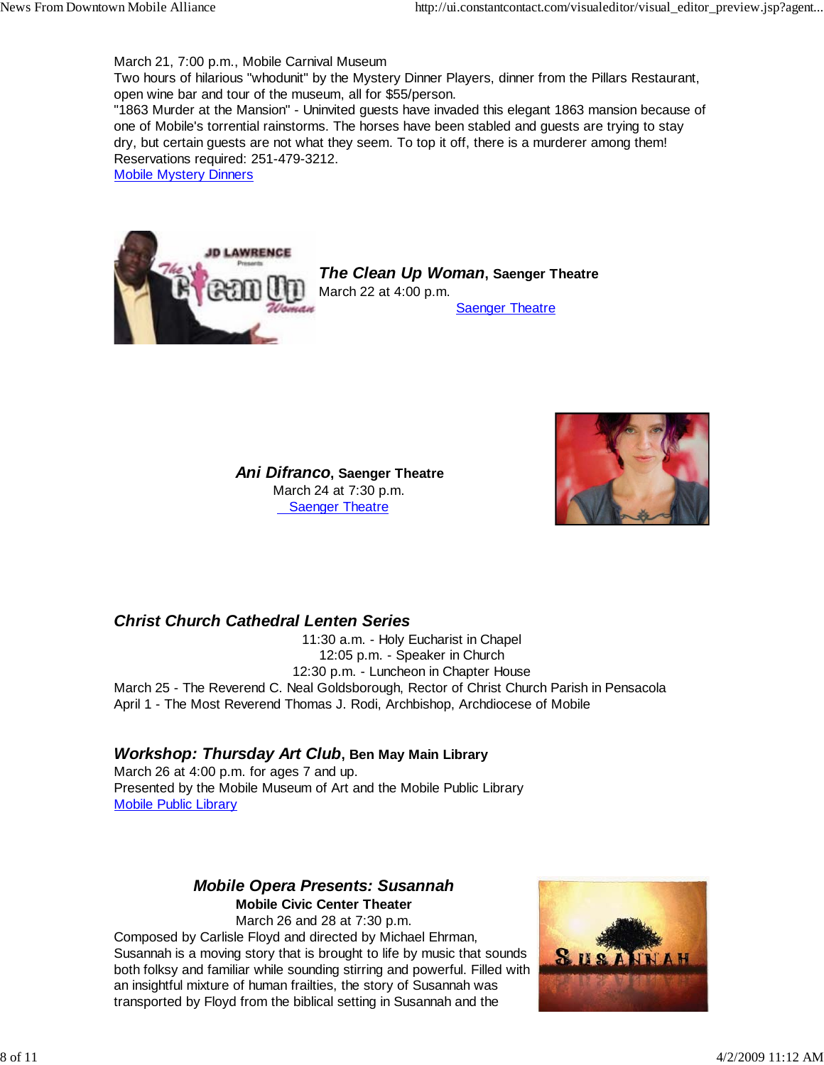March 21, 7:00 p.m., Mobile Carnival Museum
Two hours of hilarious "whodunit" by the Mystery Dinner Players, dinner from the Pillars Restaurant, open wine bar and tour of the museum, all for $55/person.
"1863 Murder at the Mansion" - Uninvited guests have invaded this elegant 1863 mansion because of one of Mobile's torrential rainstorms. The horses have been stabled and guests are trying to stay dry, but certain guests are not what they seem. To top it off, there is a murderer among them!
Reservations required: 251-479-3212.
Mobile Mystery Dinners

***The Clean Up Woman*, Saenger Theatre**
March 22 at 4:00 p.m.
Saenger Theatre

***Ani Difranco*, Saenger Theatre**
March 24 at 7:30 p.m.
Saenger Theatre

### *Christ Church Cathedral Lenten Series*

11:30 a.m. - Holy Eucharist in Chapel
12:05 p.m. - Speaker in Church
12:30 p.m. - Luncheon in Chapter House
March 25 - The Reverend C. Neal Goldsborough, Rector of Christ Church Parish in Pensacola
April 1 - The Most Reverend Thomas J. Rodi, Archbishop, Archdiocese of Mobile

### *Workshop: Thursday Art Club*, Ben May Main Library

March 26 at 4:00 p.m. for ages 7 and up.
Presented by the Mobile Museum of Art and the Mobile Public Library
Mobile Public Library

### *Mobile Opera Presents: Susannah*

**Mobile Civic Center Theater**
March 26 and 28 at 7:30 p.m.
Composed by Carlisle Floyd and directed by Michael Ehrman, Susannah is a moving story that is brought to life by music that sounds both folksy and familiar while sounding stirring and powerful. Filled with an insightful mixture of human frailties, the story of Susannah was transported by Floyd from the biblical setting in Susannah and the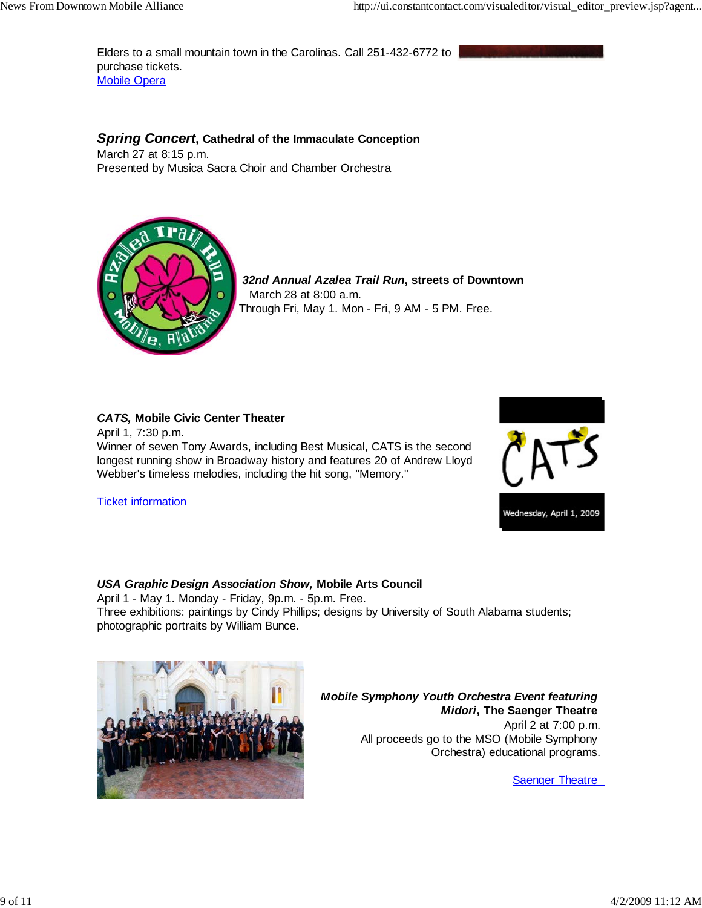Elders to a small mountain town in the Carolinas. Call 251-432-6772 to purchase tickets.
Mobile Opera

***Spring Concert*, Cathedral of the Immaculate Conception**
March 27 at 8:15 p.m.
Presented by Musica Sacra Choir and Chamber Orchestra

***32nd Annual Azalea Trail Run*, streets of Downtown**
March 28 at 8:00 a.m.
Through Fri, May 1. Mon - Fri, 9 AM - 5 PM. Free.

***CATS,* Mobile Civic Center Theater**
April 1, 7:30 p.m.
Winner of seven Tony Awards, including Best Musical, CATS is the second longest running show in Broadway history and features 20 of Andrew Lloyd Webber's timeless melodies, including the hit song, "Memory."

Ticket information

***USA Graphic Design Association Show,* Mobile Arts Council**
April 1 - May 1. Monday - Friday, 9p.m. - 5p.m. Free.
Three exhibitions: paintings by Cindy Phillips; designs by University of South Alabama students; photographic portraits by William Bunce.

***Mobile Symphony Youth Orchestra Event featuring Midori*, The Saenger Theatre**
April 2 at 7:00 p.m.
All proceeds go to the MSO (Mobile Symphony Orchestra) educational programs.

Saenger Theatre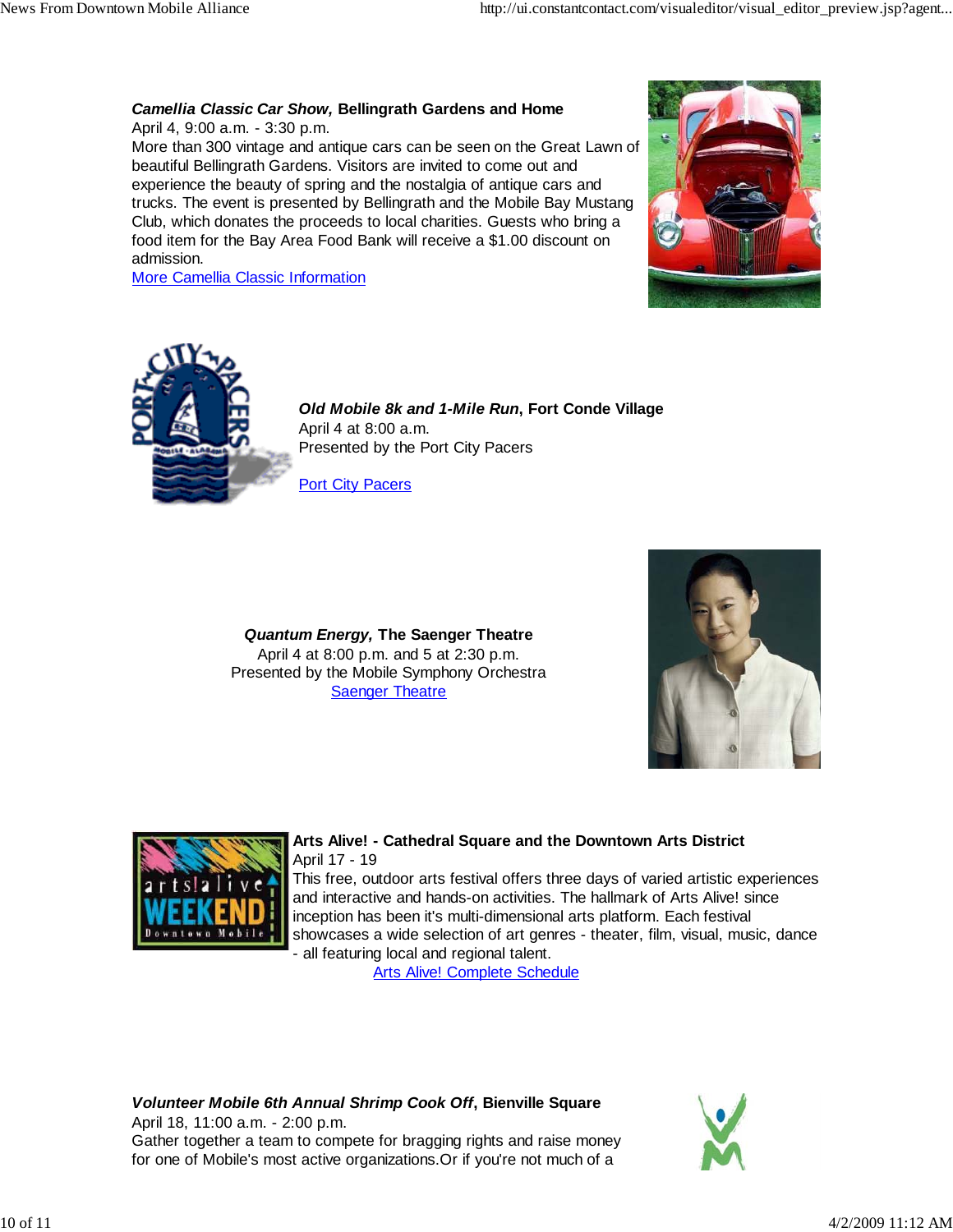***Camellia Classic Car Show*, Bellingrath Gardens and Home**
April 4, 9:00 a.m. - 3:30 p.m.
More than 300 vintage and antique cars can be seen on the Great Lawn of beautiful Bellingrath Gardens. Visitors are invited to come out and experience the beauty of spring and the nostalgia of antique cars and trucks. The event is presented by Bellingrath and the Mobile Bay Mustang Club, which donates the proceeds to local charities. Guests who bring a food item for the Bay Area Food Bank will receive a $1.00 discount on admission.
More Camellia Classic Information

***Old Mobile 8k and 1-Mile Run*, Fort Conde Village**
April 4 at 8:00 a.m.
Presented by the Port City Pacers

Port City Pacers

***Quantum Energy*, The Saenger Theatre**
April 4 at 8:00 p.m. and 5 at 2:30 p.m.
Presented by the Mobile Symphony Orchestra
Saenger Theatre

**Arts Alive! - Cathedral Square and the Downtown Arts District**
April 17 - 19
This free, outdoor arts festival offers three days of varied artistic experiences and interactive and hands-on activities. The hallmark of Arts Alive! since inception has been it's multi-dimensional arts platform. Each festival showcases a wide selection of art genres - theater, film, visual, music, dance - all featuring local and regional talent.
Arts Alive! Complete Schedule

***Volunteer Mobile 6th Annual Shrimp Cook Off*, Bienville Square**
April 18, 11:00 a.m. - 2:00 p.m.
Gather together a team to compete for bragging rights and raise money for one of Mobile's most active organizations.Or if you're not much of a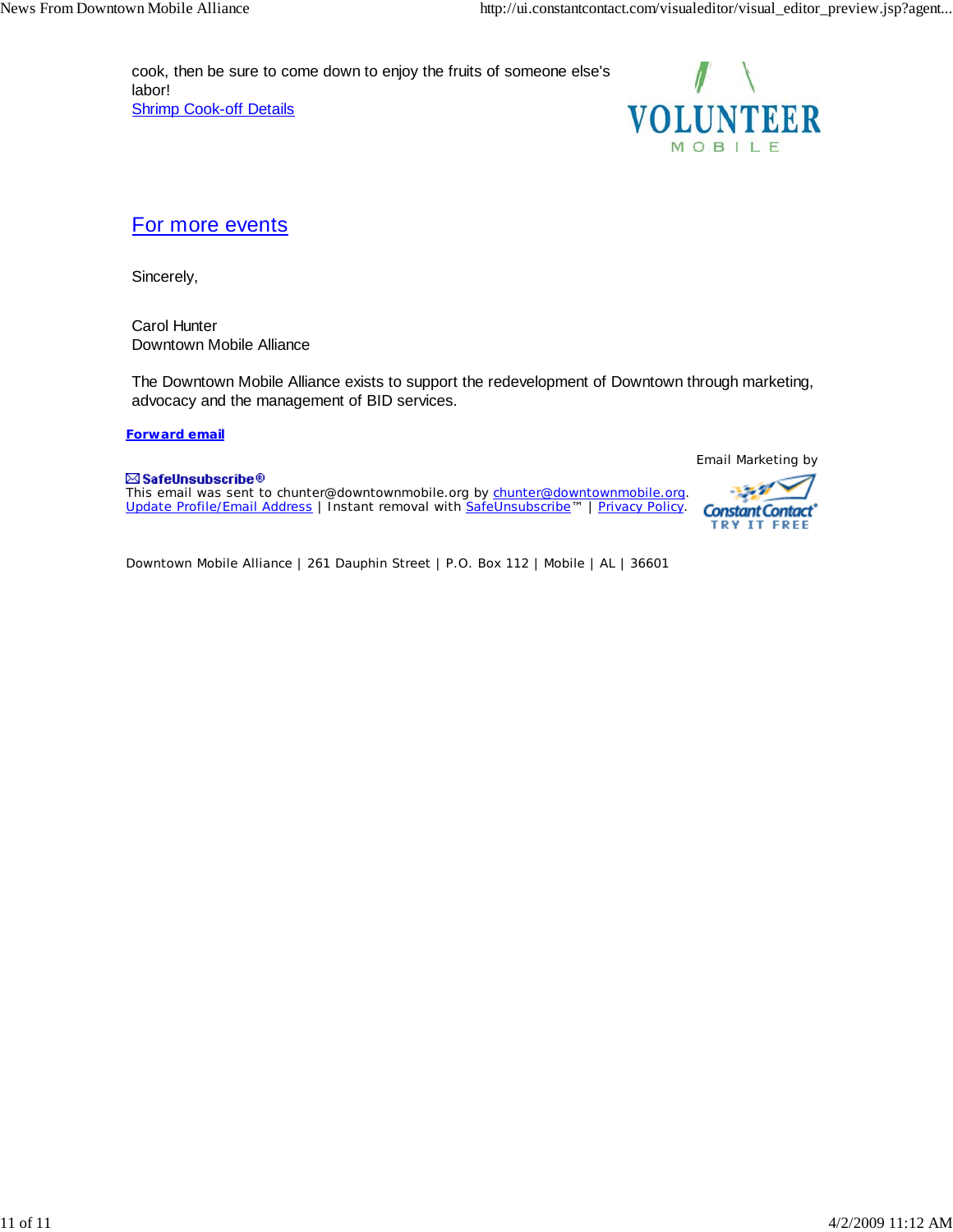cook, then be sure to come down to enjoy the fruits of someone else's labor!
Shrimp Cook-off Details

VOLUNTEER
MOBILE

## For more events

Sincerely,

Carol Hunter
Downtown Mobile Alliance

The Downtown Mobile Alliance exists to support the redevelopment of Downtown through marketing, advocacy and the management of BID services.

**Forward email**

Email Marketing by

**SafeUnsubscribe®**
This email was sent to chunter@downtownmobile.org by chunter@downtownmobile.org.
Update Profile/Email Address | Instant removal with SafeUnsubscribe™ | Privacy Policy.

Constant Contact
TRY IT FREE

Downtown Mobile Alliance | 261 Dauphin Street | P.O. Box 112 | Mobile | AL | 36601